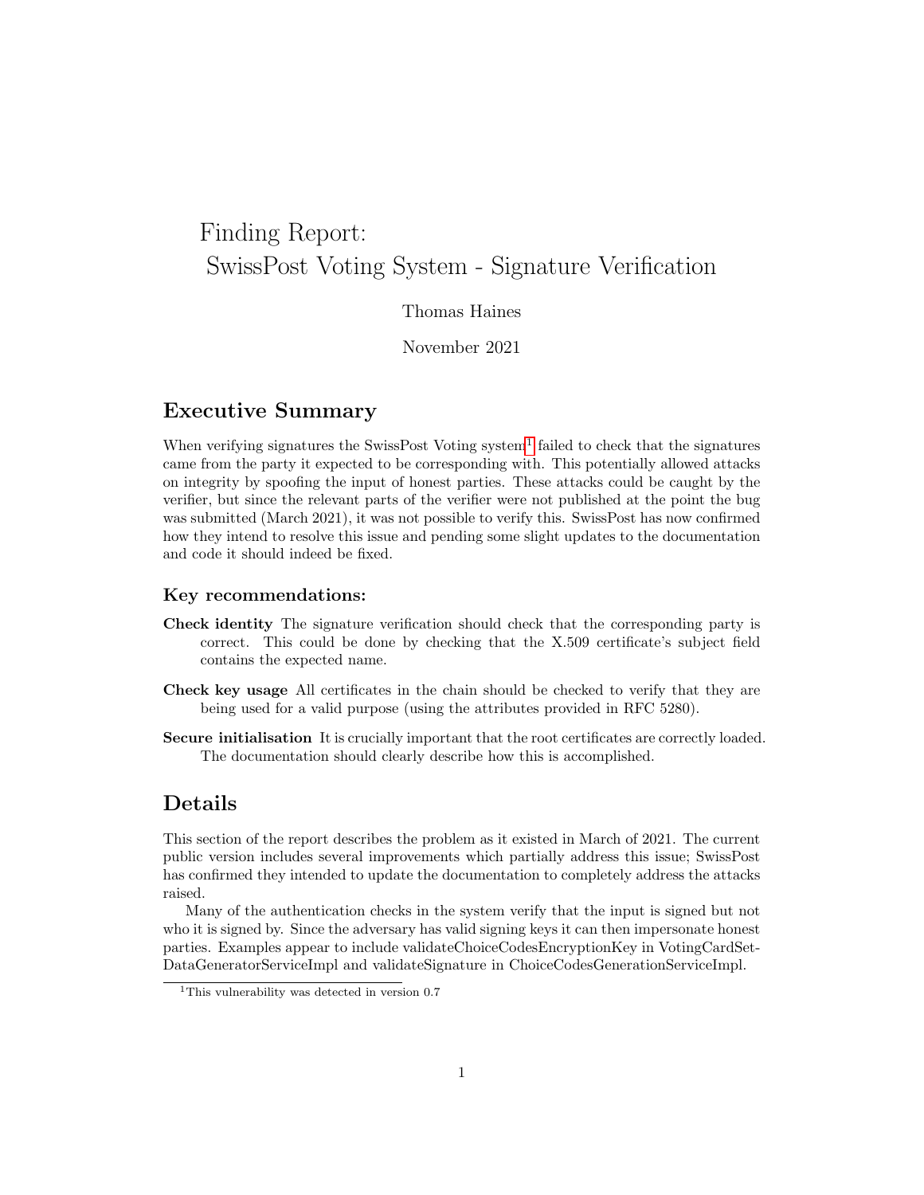# Finding Report: SwissPost Voting System - Signature Verification

Thomas Haines

November 2021

## Executive Summary

When verifying signatures the SwissPost Voting system[1] failed to check that the signatures came from the party it expected to be corresponding with. This potentially allowed attacks on integrity by spoofing the input of honest parties. These attacks could be caught by the verifier, but since the relevant parts of the verifier were not published at the point the bug was submitted (March 2021), it was not possible to verify this. SwissPost has now confirmed how they intend to resolve this issue and pending some slight updates to the documentation and code it should indeed be fixed.

### Key recommendations:

**Check identity** The signature verification should check that the corresponding party is correct. This could be done by checking that the X.509 certificate's subject field contains the expected name.

**Check key usage** All certificates in the chain should be checked to verify that they are being used for a valid purpose (using the attributes provided in RFC 5280).

**Secure initialisation** It is crucially important that the root certificates are correctly loaded. The documentation should clearly describe how this is accomplished.

## Details

This section of the report describes the problem as it existed in March of 2021. The current public version includes several improvements which partially address this issue; SwissPost has confirmed they intended to update the documentation to completely address the attacks raised.

Many of the authentication checks in the system verify that the input is signed but not who it is signed by. Since the adversary has valid signing keys it can then impersonate honest parties. Examples appear to include validateChoiceCodesEncryptionKey in VotingCardSetDataGeneratorServiceImpl and validateSignature in ChoiceCodesGenerationServiceImpl.

[1] This vulnerability was detected in version 0.7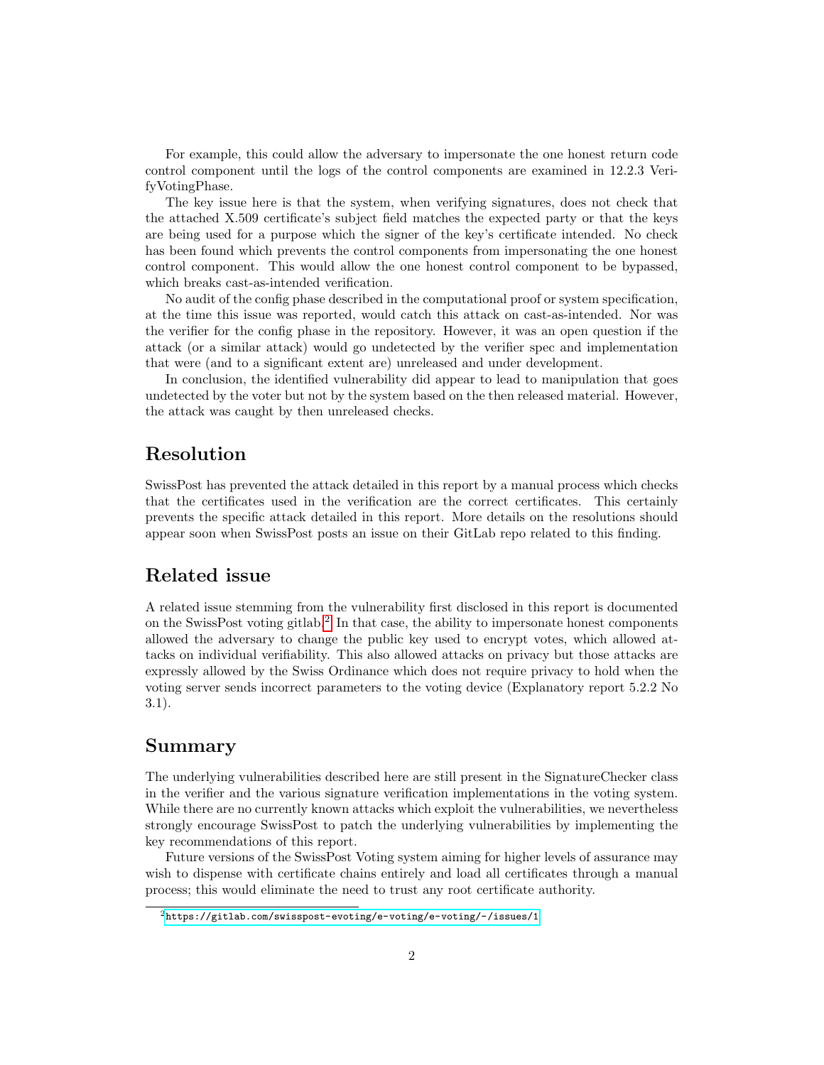For example, this could allow the adversary to impersonate the one honest return code control component until the logs of the control components are examined in 12.2.3 VerifyVotingPhase.

The key issue here is that the system, when verifying signatures, does not check that the attached X.509 certificate's subject field matches the expected party or that the keys are being used for a purpose which the signer of the key's certificate intended. No check has been found which prevents the control components from impersonating the one honest control component. This would allow the one honest control component to be bypassed, which breaks cast-as-intended verification.

No audit of the config phase described in the computational proof or system specification, at the time this issue was reported, would catch this attack on cast-as-intended. Nor was the verifier for the config phase in the repository. However, it was an open question if the attack (or a similar attack) would go undetected by the verifier spec and implementation that were (and to a significant extent are) unreleased and under development.

In conclusion, the identified vulnerability did appear to lead to manipulation that goes undetected by the voter but not by the system based on the then released material. However, the attack was caught by then unreleased checks.

## Resolution

SwissPost has prevented the attack detailed in this report by a manual process which checks that the certificates used in the verification are the correct certificates. This certainly prevents the specific attack detailed in this report. More details on the resolutions should appear soon when SwissPost posts an issue on their GitLab repo related to this finding.

## Related issue

A related issue stemming from the vulnerability first disclosed in this report is documented on the SwissPost voting gitlab.[2] In that case, the ability to impersonate honest components allowed the adversary to change the public key used to encrypt votes, which allowed attacks on individual verifiability. This also allowed attacks on privacy but those attacks are expressly allowed by the Swiss Ordinance which does not require privacy to hold when the voting server sends incorrect parameters to the voting device (Explanatory report 5.2.2 No 3.1).

## Summary

The underlying vulnerabilities described here are still present in the SignatureChecker class in the verifier and the various signature verification implementations in the voting system. While there are no currently known attacks which exploit the vulnerabilities, we nevertheless strongly encourage SwissPost to patch the underlying vulnerabilities by implementing the key recommendations of this report.

Future versions of the SwissPost Voting system aiming for higher levels of assurance may wish to dispense with certificate chains entirely and load all certificates through a manual process; this would eliminate the need to trust any root certificate authority.

[2] https://gitlab.com/swisspost-evoting/e-voting/e-voting/-/issues/1